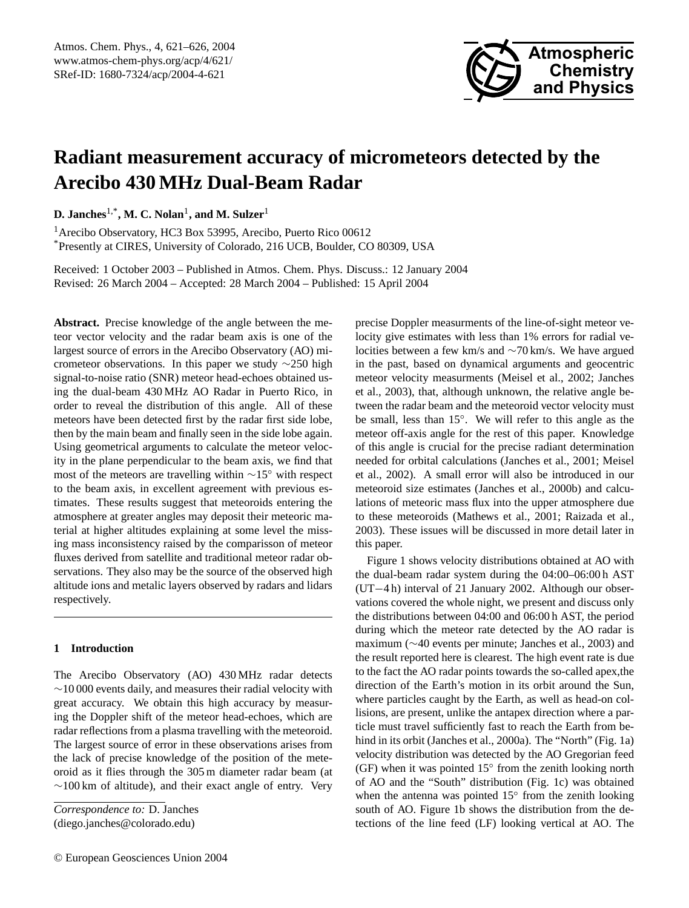# Radiant measurement accuracy of micrometeors detected by the Arecibo 430 MHz Dual-Beam Radar

**D. Janches**[1,*], **M. C. Nolan**[1], **and M. Sulzer**[1]

[1]Arecibo Observatory, HC3 Box 53995, Arecibo, Puerto Rico 00612

[*]Presently at CIRES, University of Colorado, 216 UCB, Boulder, CO 80309, USA

Received: 1 October 2003 – Published in Atmos. Chem. Phys. Discuss.: 12 January 2004
Revised: 26 March 2004 – Accepted: 28 March 2004 – Published: 15 April 2004

**Abstract.** Precise knowledge of the angle between the meteor vector velocity and the radar beam axis is one of the largest source of errors in the Arecibo Observatory (AO) micrometeor observations. In this paper we study ∼250 high signal-to-noise ratio (SNR) meteor head-echoes obtained using the dual-beam 430 MHz AO Radar in Puerto Rico, in order to reveal the distribution of this angle. All of these meteors have been detected first by the radar first side lobe, then by the main beam and finally seen in the side lobe again. Using geometrical arguments to calculate the meteor velocity in the plane perpendicular to the beam axis, we find that most of the meteors are travelling within ∼15° with respect to the beam axis, in excellent agreement with previous estimates. These results suggest that meteoroids entering the atmosphere at greater angles may deposit their meteoric material at higher altitudes explaining at some level the missing mass inconsistency raised by the comparisson of meteor fluxes derived from satellite and traditional meteor radar observations. They also may be the source of the observed high altitude ions and metalic layers observed by radars and lidars respectively.

## 1 Introduction

The Arecibo Observatory (AO) 430 MHz radar detects ∼10 000 events daily, and measures their radial velocity with great accuracy. We obtain this high accuracy by measuring the Doppler shift of the meteor head-echoes, which are radar reflections from a plasma travelling with the meteoroid. The largest source of error in these observations arises from the lack of precise knowledge of the position of the meteoroid as it flies through the 305 m diameter radar beam (at ∼100 km of altitude), and their exact angle of entry. Very precise Doppler measurments of the line-of-sight meteor velocity give estimates with less than 1% errors for radial velocities between a few km/s and ∼70 km/s. We have argued in the past, based on dynamical arguments and geocentric meteor velocity measurments (Meisel et al., 2002; Janches et al., 2003), that, although unknown, the relative angle between the radar beam and the meteoroid vector velocity must be small, less than 15°. We will refer to this angle as the meteor off-axis angle for the rest of this paper. Knowledge of this angle is crucial for the precise radiant determination needed for orbital calculations (Janches et al., 2001; Meisel et al., 2002). A small error will also be introduced in our meteoroid size estimates (Janches et al., 2000b) and calculations of meteoric mass flux into the upper atmosphere due to these meteoroids (Mathews et al., 2001; Raizada et al., 2003). These issues will be discussed in more detail later in this paper.

Figure 1 shows velocity distributions obtained at AO with the dual-beam radar system during the 04:00–06:00 h AST (UT−4 h) interval of 21 January 2002. Although our observations covered the whole night, we present and discuss only the distributions between 04:00 and 06:00 h AST, the period during which the meteor rate detected by the AO radar is maximum (∼40 events per minute; Janches et al., 2003) and the result reported here is clearest. The high event rate is due to the fact the AO radar points towards the so-called apex,the direction of the Earth's motion in its orbit around the Sun, where particles caught by the Earth, as well as head-on collisions, are present, unlike the antapex direction where a particle must travel sufficiently fast to reach the Earth from behind in its orbit (Janches et al., 2000a). The "North" (Fig. 1a) velocity distribution was detected by the AO Gregorian feed (GF) when it was pointed 15° from the zenith looking north of AO and the "South" distribution (Fig. 1c) was obtained when the antenna was pointed 15° from the zenith looking south of AO. Figure 1b shows the distribution from the detections of the line feed (LF) looking vertical at AO. The

*Correspondence to:* D. Janches
(diego.janches@colorado.edu)

© European Geosciences Union 2004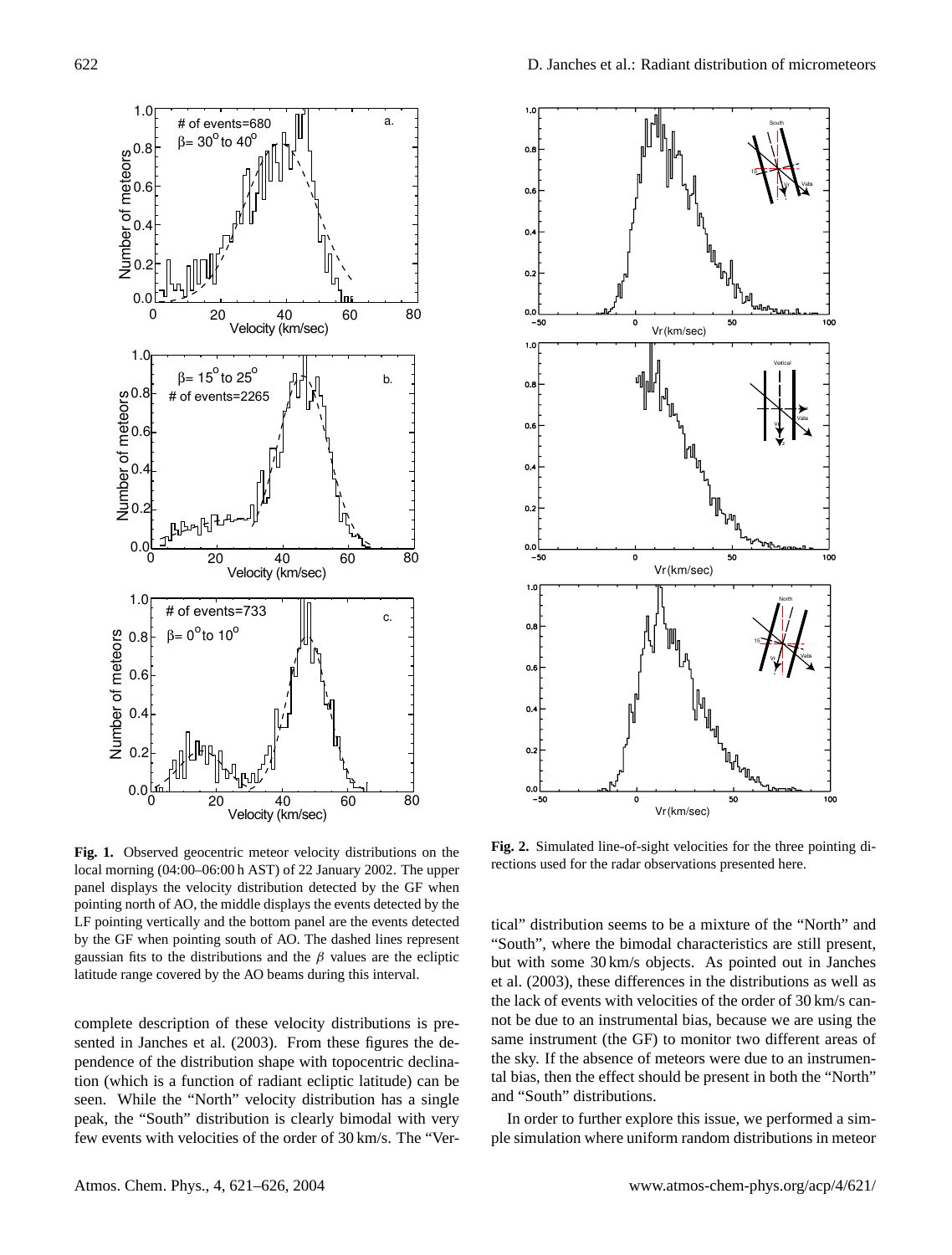**Fig. 1.** Observed geocentric meteor velocity distributions on the local morning (04:00–06:00 h AST) of 22 January 2002. The upper panel displays the velocity distribution detected by the GF when pointing north of AO, the middle displays the events detected by the LF pointing vertically and the bottom panel are the events detected by the GF when pointing south of AO. The dashed lines represent gaussian fits to the distributions and the $\beta$ values are the ecliptic latitude range covered by the AO beams during this interval.

**Fig. 2.** Simulated line-of-sight velocities for the three pointing directions used for the radar observations presented here.

complete description of these velocity distributions is presented in Janches et al. (2003). From these figures the dependence of the distribution shape with topocentric declination (which is a function of radiant ecliptic latitude) can be seen. While the "North" velocity distribution has a single peak, the "South" distribution is clearly bimodal with very few events with velocities of the order of 30 km/s. The "Vertical" distribution seems to be a mixture of the "North" and "South", where the bimodal characteristics are still present, but with some 30 km/s objects. As pointed out in Janches et al. (2003), these differences in the distributions as well as the lack of events with velocities of the order of 30 km/s cannot be due to an instrumental bias, because we are using the same instrument (the GF) to monitor two different areas of the sky. If the absence of meteors were due to an instrumental bias, then the effect should be present in both the "North" and "South" distributions.

In order to further explore this issue, we performed a simple simulation where uniform random distributions in meteor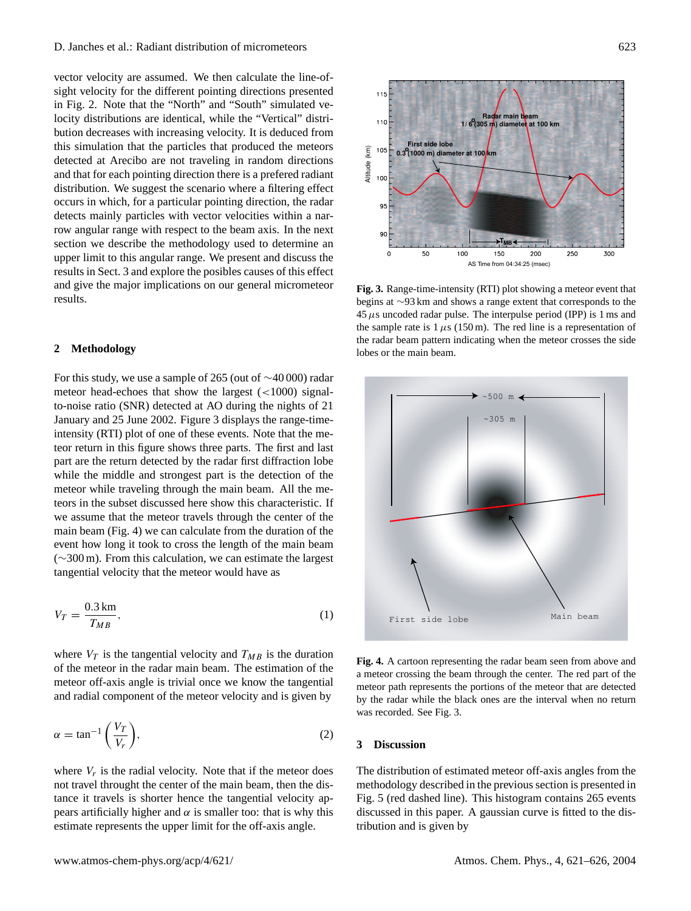vector velocity are assumed. We then calculate the line-of-sight velocity for the different pointing directions presented in Fig. 2. Note that the "North" and "South" simulated velocity distributions are identical, while the "Vertical" distribution decreases with increasing velocity. It is deduced from this simulation that the particles that produced the meteors detected at Arecibo are not traveling in random directions and that for each pointing direction there is a prefered radiant distribution. We suggest the scenario where a filtering effect occurs in which, for a particular pointing direction, the radar detects mainly particles with vector velocities within a narrow angular range with respect to the beam axis. In the next section we describe the methodology used to determine an upper limit to this angular range. We present and discuss the results in Sect. 3 and explore the posibles causes of this effect and give the major implications on our general micrometeor results.

## 2 Methodology

For this study, we use a sample of 265 (out of ∼40 000) radar meteor head-echoes that show the largest (<1000) signal-to-noise ratio (SNR) detected at AO during the nights of 21 January and 25 June 2002. Figure 3 displays the range-time-intensity (RTI) plot of one of these events. Note that the meteor return in this figure shows three parts. The first and last part are the return detected by the radar first diffraction lobe while the middle and strongest part is the detection of the meteor while traveling through the main beam. All the meteors in the subset discussed here show this characteristic. If we assume that the meteor travels through the center of the main beam (Fig. 4) we can calculate from the duration of the event how long it took to cross the length of the main beam (∼300 m). From this calculation, we can estimate the largest tangential velocity that the meteor would have as

$$V_T = \frac{0.3\,\text{km}}{T_{MB}}, \tag{1}$$

where $V_T$ is the tangential velocity and $T_{MB}$ is the duration of the meteor in the radar main beam. The estimation of the meteor off-axis angle is trivial once we know the tangential and radial component of the meteor velocity and is given by

$$\alpha = \tan^{-1}\left(\frac{V_T}{V_r}\right), \tag{2}$$

where $V_r$ is the radial velocity. Note that if the meteor does not travel throught the center of the main beam, then the distance it travels is shorter hence the tangential velocity appears artificially higher and $\alpha$ is smaller too: that is why this estimate represents the upper limit for the off-axis angle.

**Fig. 3.** Range-time-intensity (RTI) plot showing a meteor event that begins at ∼93 km and shows a range extent that corresponds to the 45 $\mu$s uncoded radar pulse. The interpulse period (IPP) is 1 ms and the sample rate is 1 $\mu$s (150 m). The red line is a representation of the radar beam pattern indicating when the meteor crosses the side lobes or the main beam.

**Fig. 4.** A cartoon representing the radar beam seen from above and a meteor crossing the beam through the center. The red part of the meteor path represents the portions of the meteor that are detected by the radar while the black ones are the interval when no return was recorded. See Fig. 3.

## 3 Discussion

The distribution of estimated meteor off-axis angles from the methodology described in the previous section is presented in Fig. 5 (red dashed line). This histogram contains 265 events discussed in this paper. A gaussian curve is fitted to the distribution and is given by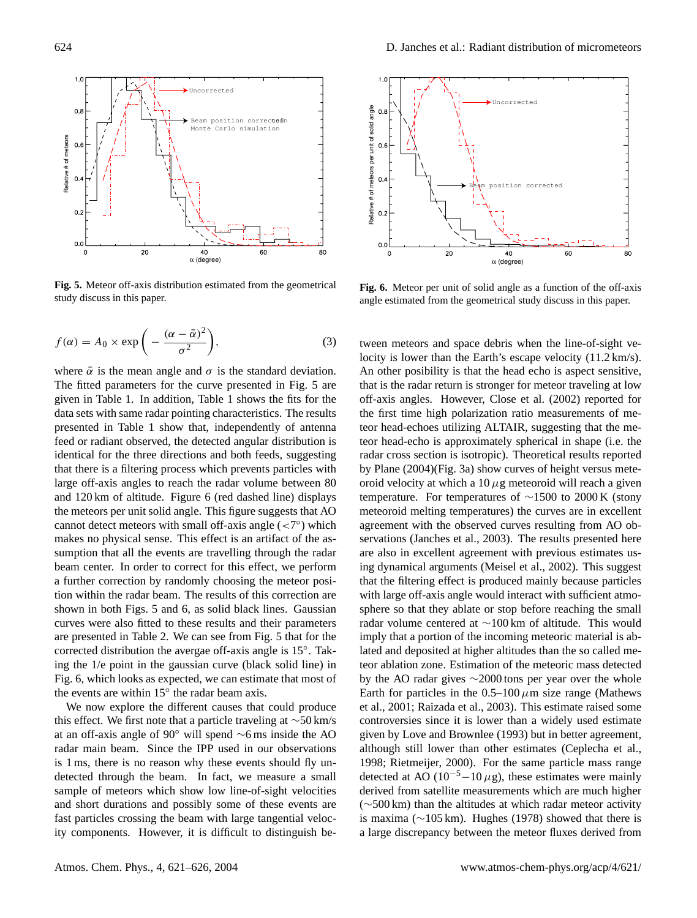Fig. 5. Meteor off-axis distribution estimated from the geometrical study discuss in this paper.

Fig. 6. Meteor per unit of solid angle as a function of the off-axis angle estimated from the geometrical study discuss in this paper.

$$f(\alpha) = A_0 \times \exp\left(-\frac{(\alpha - \bar{\alpha})^2}{\sigma^2}\right), \quad (3)$$

where $\bar{\alpha}$ is the mean angle and $\sigma$ is the standard deviation. The fitted parameters for the curve presented in Fig. 5 are given in Table 1. In addition, Table 1 shows the fits for the data sets with same radar pointing characteristics. The results presented in Table 1 show that, independently of antenna feed or radiant observed, the detected angular distribution is identical for the three directions and both feeds, suggesting that there is a filtering process which prevents particles with large off-axis angles to reach the radar volume between 80 and 120 km of altitude. Figure 6 (red dashed line) displays the meteors per unit solid angle. This figure suggests that AO cannot detect meteors with small off-axis angle ($<7°$) which makes no physical sense. This effect is an artifact of the assumption that all the events are travelling through the radar beam center. In order to correct for this effect, we perform a further correction by randomly choosing the meteor position within the radar beam. The results of this correction are shown in both Figs. 5 and 6, as solid black lines. Gaussian curves were also fitted to these results and their parameters are presented in Table 2. We can see from Fig. 5 that for the corrected distribution the avergae off-axis angle is 15°. Taking the 1/e point in the gaussian curve (black solid line) in Fig. 6, which looks as expected, we can estimate that most of the events are within 15° the radar beam axis.

We now explore the different causes that could produce this effect. We first note that a particle traveling at ~50 km/s at an off-axis angle of 90° will spend ~6 ms inside the AO radar main beam. Since the IPP used in our observations is 1 ms, there is no reason why these events should fly undetected through the beam. In fact, we measure a small sample of meteors which show low line-of-sight velocities and short durations and possibly some of these events are fast particles crossing the beam with large tangential velocity components. However, it is difficult to distinguish between meteors and space debris when the line-of-sight velocity is lower than the Earth's escape velocity (11.2 km/s). An other posibility is that the head echo is aspect sensitive, that is the radar return is stronger for meteor traveling at low off-axis angles. However, Close et al. (2002) reported for the first time high polarization ratio measurements of meteor head-echoes utilizing ALTAIR, suggesting that the meteor head-echo is approximately spherical in shape (i.e. the radar cross section is isotropic). Theoretical results reported by Plane (2004)(Fig. 3a) show curves of height versus meteoroid velocity at which a 10 $\mu$g meteoroid will reach a given temperature. For temperatures of ~1500 to 2000 K (stony meteoroid melting temperatures) the curves are in excellent agreement with the observed curves resulting from AO observations (Janches et al., 2003). The results presented here are also in excellent agreement with previous estimates using dynamical arguments (Meisel et al., 2002). This suggest that the filtering effect is produced mainly because particles with large off-axis angle would interact with sufficient atmosphere so that they ablate or stop before reaching the small radar volume centered at ~100 km of altitude. This would imply that a portion of the incoming meteoric material is ablated and deposited at higher altitudes than the so called meteor ablation zone. Estimation of the meteoric mass detected by the AO radar gives ~2000 tons per year over the whole Earth for particles in the 0.5–100 $\mu$m size range (Mathews et al., 2001; Raizada et al., 2003). This estimate raised some controversies since it is lower than a widely used estimate given by Love and Brownlee (1993) but in better agreement, although still lower than other estimates (Ceplecha et al., 1998; Rietmeijer, 2000). For the same particle mass range detected at AO ($10^{-5}$–10 $\mu$g), these estimates were mainly derived from satellite measurements which are much higher (~500 km) than the altitudes at which radar meteor activity is maxima (~105 km). Hughes (1978) showed that there is a large discrepancy between the meteor fluxes derived from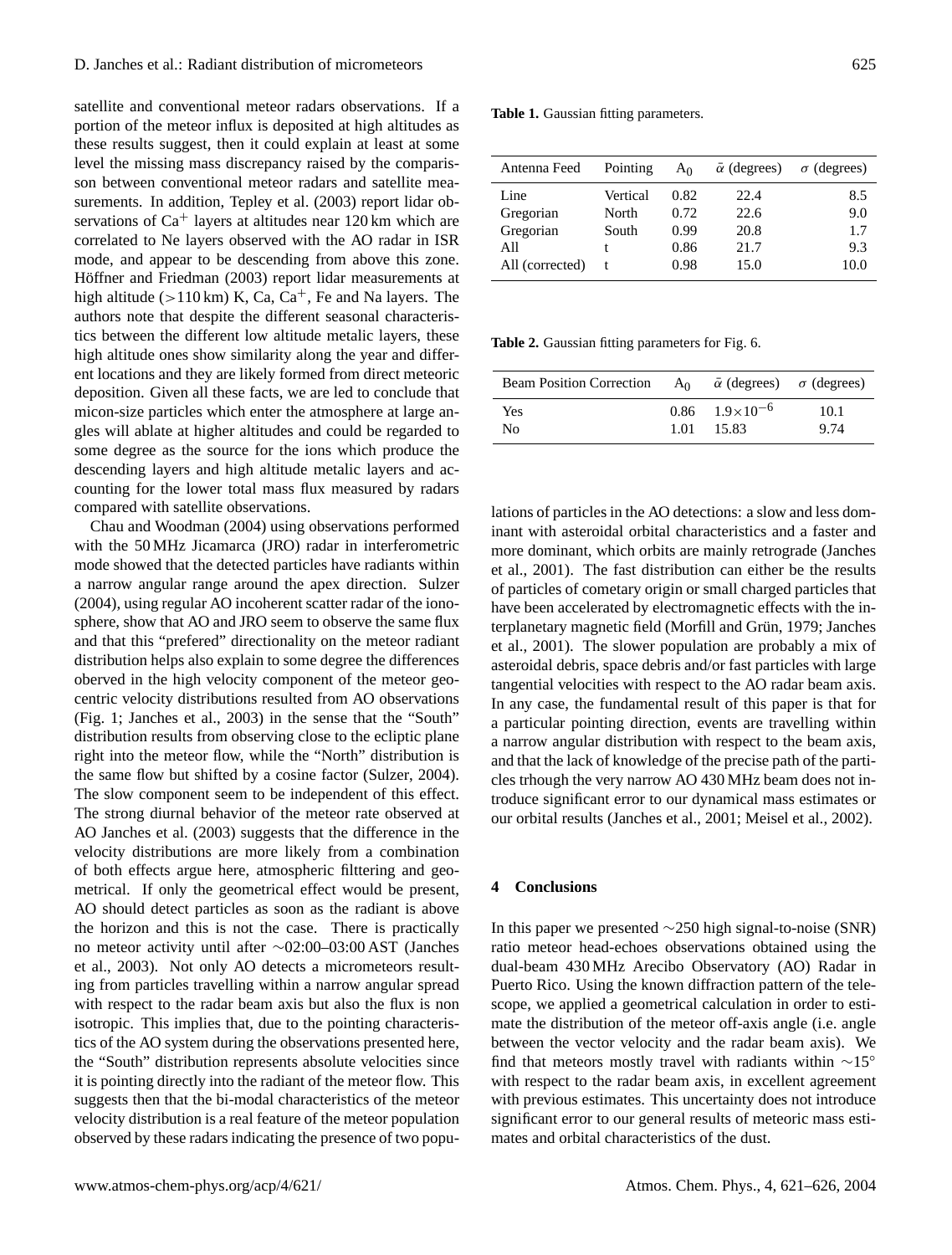satellite and conventional meteor radars observations. If a portion of the meteor influx is deposited at high altitudes as these results suggest, then it could explain at least at some level the missing mass discrepancy raised by the comparisson between conventional meteor radars and satellite measurements. In addition, Tepley et al. (2003) report lidar observations of $Ca^+$ layers at altitudes near 120 km which are correlated to Ne layers observed with the AO radar in ISR mode, and appear to be descending from above this zone. Höffner and Friedman (2003) report lidar measurements at high altitude (>110 km) K, Ca, $Ca^+$, Fe and Na layers. The authors note that despite the different seasonal characteristics between the different low altitude metalic layers, these high altitude ones show similarity along the year and different locations and they are likely formed from direct meteoric deposition. Given all these facts, we are led to conclude that micon-size particles which enter the atmosphere at large angles will ablate at higher altitudes and could be regarded to some degree as the source for the ions which produce the descending layers and high altitude metalic layers and accounting for the lower total mass flux measured by radars compared with satellite observations.

Chau and Woodman (2004) using observations performed with the 50 MHz Jicamarca (JRO) radar in interferometric mode showed that the detected particles have radiants within a narrow angular range around the apex direction. Sulzer (2004), using regular AO incoherent scatter radar of the ionosphere, show that AO and JRO seem to observe the same flux and that this "prefered" directionality on the meteor radiant distribution helps also explain to some degree the differences oberved in the high velocity component of the meteor geocentric velocity distributions resulted from AO observations (Fig. 1; Janches et al., 2003) in the sense that the "South" distribution results from observing close to the ecliptic plane right into the meteor flow, while the "North" distribution is the same flow but shifted by a cosine factor (Sulzer, 2004). The slow component seem to be independent of this effect. The strong diurnal behavior of the meteor rate observed at AO Janches et al. (2003) suggests that the difference in the velocity distributions are more likely from a combination of both effects argue here, atmospheric filttering and geometrical. If only the geometrical effect would be present, AO should detect particles as soon as the radiant is above the horizon and this is not the case. There is practically no meteor activity until after ~02:00–03:00 AST (Janches et al., 2003). Not only AO detects a micrometeors resulting from particles travelling within a narrow angular spread with respect to the radar beam axis but also the flux is non isotropic. This implies that, due to the pointing characteristics of the AO system during the observations presented here, the "South" distribution represents absolute velocities since it is pointing directly into the radiant of the meteor flow. This suggests then that the bi-modal characteristics of the meteor velocity distribution is a real feature of the meteor population observed by these radars indicating the presence of two populations of particles in the AO detections: a slow and less dominant with asteroidal orbital characteristics and a faster and more dominant, which orbits are mainly retrograde (Janches et al., 2001). The fast distribution can either be the results of particles of cometary origin or small charged particles that have been accelerated by electromagnetic effects with the interplanetary magnetic field (Morfill and Grün, 1979; Janches et al., 2001). The slower population are probably a mix of asteroidal debris, space debris and/or fast particles with large tangential velocities with respect to the AO radar beam axis. In any case, the fundamental result of this paper is that for a particular pointing direction, events are travelling within a narrow angular distribution with respect to the beam axis, and that the lack of knowledge of the precise path of the particles trhough the very narrow AO 430 MHz beam does not introduce significant error to our dynamical mass estimates or our orbital results (Janches et al., 2001; Meisel et al., 2002).

**Table 1.** Gaussian fitting parameters.

| Antenna Feed | Pointing | $A_0$ | $\bar{\alpha}$ (degrees) | $\sigma$ (degrees) |
|---|---|---|---|---|
| Line | Vertical | 0.82 | 22.4 | 8.5 |
| Gregorian | North | 0.72 | 22.6 | 9.0 |
| Gregorian | South | 0.99 | 20.8 | 1.7 |
| All | t | 0.86 | 21.7 | 9.3 |
| All (corrected) | t | 0.98 | 15.0 | 10.0 |

**Table 2.** Gaussian fitting parameters for Fig. 6.

| Beam Position Correction | $A_0$ | $\bar{\alpha}$ (degrees) | $\sigma$ (degrees) |
|---|---|---|---|
| Yes | 0.86 | $1.9\times10^{-6}$ | 10.1 |
| No | 1.01 | 15.83 | 9.74 |

## 4 Conclusions

In this paper we presented ~250 high signal-to-noise (SNR) ratio meteor head-echoes observations obtained using the dual-beam 430 MHz Arecibo Observatory (AO) Radar in Puerto Rico. Using the known diffraction pattern of the telescope, we applied a geometrical calculation in order to estimate the distribution of the meteor off-axis angle (i.e. angle between the vector velocity and the radar beam axis). We find that meteors mostly travel with radiants within ~15° with respect to the radar beam axis, in excellent agreement with previous estimates. This uncertainty does not introduce significant error to our general results of meteoric mass estimates and orbital characteristics of the dust.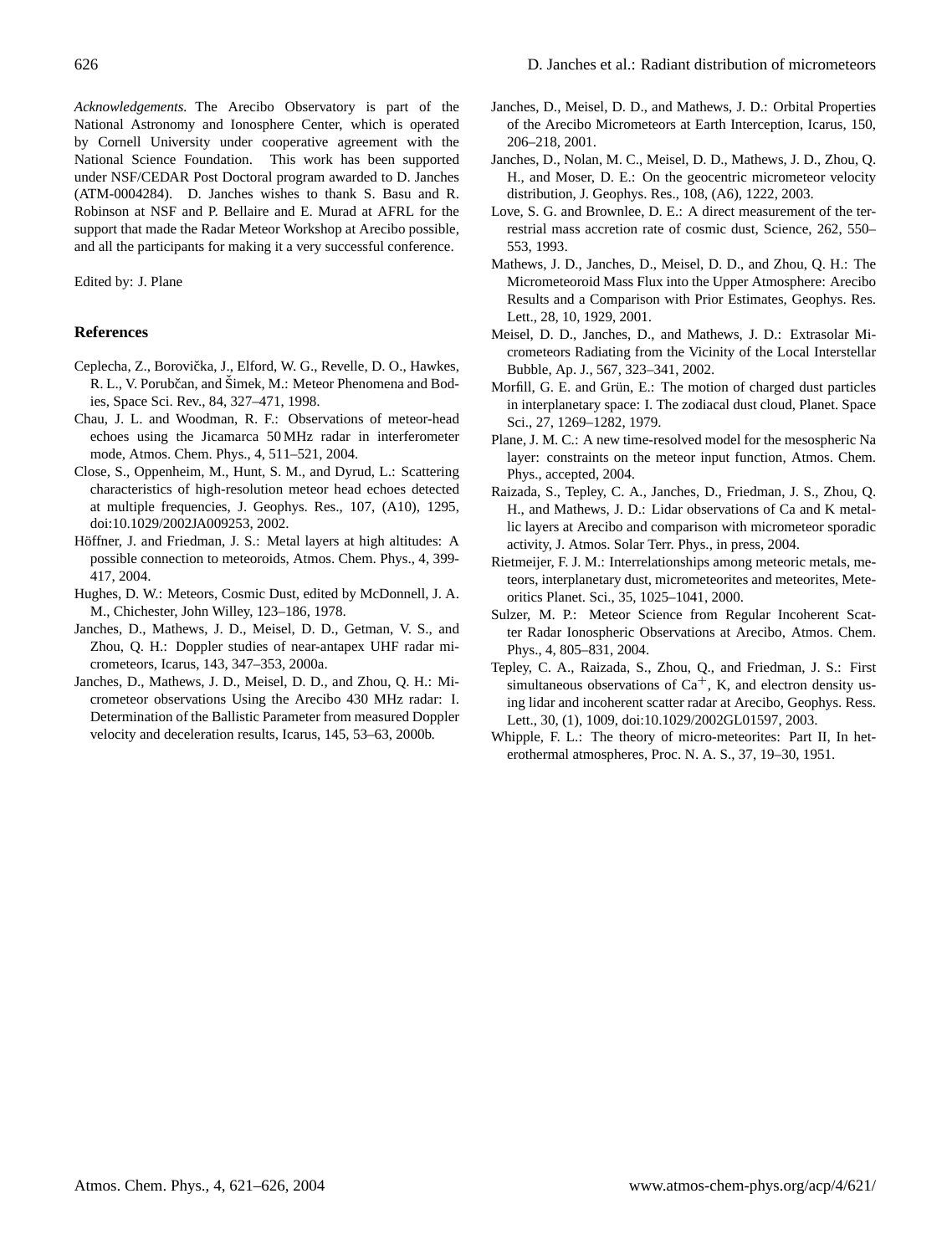*Acknowledgements.* The Arecibo Observatory is part of the National Astronomy and Ionosphere Center, which is operated by Cornell University under cooperative agreement with the National Science Foundation. This work has been supported under NSF/CEDAR Post Doctoral program awarded to D. Janches (ATM-0004284). D. Janches wishes to thank S. Basu and R. Robinson at NSF and P. Bellaire and E. Murad at AFRL for the support that made the Radar Meteor Workshop at Arecibo possible, and all the participants for making it a very successful conference.

Edited by: J. Plane

## References

Ceplecha, Z., Borovička, J., Elford, W. G., Revelle, D. O., Hawkes, R. L., V. Porubčan, and Šimek, M.: Meteor Phenomena and Bodies, Space Sci. Rev., 84, 327–471, 1998.

Chau, J. L. and Woodman, R. F.: Observations of meteor-head echoes using the Jicamarca 50 MHz radar in interferometer mode, Atmos. Chem. Phys., 4, 511–521, 2004.

Close, S., Oppenheim, M., Hunt, S. M., and Dyrud, L.: Scattering characteristics of high-resolution meteor head echoes detected at multiple frequencies, J. Geophys. Res., 107, (A10), 1295, doi:10.1029/2002JA009253, 2002.

Höffner, J. and Friedman, J. S.: Metal layers at high altitudes: A possible connection to meteoroids, Atmos. Chem. Phys., 4, 399-417, 2004.

Hughes, D. W.: Meteors, Cosmic Dust, edited by McDonnell, J. A. M., Chichester, John Willey, 123–186, 1978.

Janches, D., Mathews, J. D., Meisel, D. D., Getman, V. S., and Zhou, Q. H.: Doppler studies of near-antapex UHF radar micrometeors, Icarus, 143, 347–353, 2000a.

Janches, D., Mathews, J. D., Meisel, D. D., and Zhou, Q. H.: Micrometeor observations Using the Arecibo 430 MHz radar: I. Determination of the Ballistic Parameter from measured Doppler velocity and deceleration results, Icarus, 145, 53–63, 2000b.

Janches, D., Meisel, D. D., and Mathews, J. D.: Orbital Properties of the Arecibo Micrometeors at Earth Interception, Icarus, 150, 206–218, 2001.

Janches, D., Nolan, M. C., Meisel, D. D., Mathews, J. D., Zhou, Q. H., and Moser, D. E.: On the geocentric micrometeor velocity distribution, J. Geophys. Res., 108, (A6), 1222, 2003.

Love, S. G. and Brownlee, D. E.: A direct measurement of the terrestrial mass accretion rate of cosmic dust, Science, 262, 550–553, 1993.

Mathews, J. D., Janches, D., Meisel, D. D., and Zhou, Q. H.: The Micrometeoroid Mass Flux into the Upper Atmosphere: Arecibo Results and a Comparison with Prior Estimates, Geophys. Res. Lett., 28, 10, 1929, 2001.

Meisel, D. D., Janches, D., and Mathews, J. D.: Extrasolar Micrometeors Radiating from the Vicinity of the Local Interstellar Bubble, Ap. J., 567, 323–341, 2002.

Morfill, G. E. and Grün, E.: The motion of charged dust particles in interplanetary space: I. The zodiacal dust cloud, Planet. Space Sci., 27, 1269–1282, 1979.

Plane, J. M. C.: A new time-resolved model for the mesospheric Na layer: constraints on the meteor input function, Atmos. Chem. Phys., accepted, 2004.

Raizada, S., Tepley, C. A., Janches, D., Friedman, J. S., Zhou, Q. H., and Mathews, J. D.: Lidar observations of Ca and K metallic layers at Arecibo and comparison with micrometeor sporadic activity, J. Atmos. Solar Terr. Phys., in press, 2004.

Rietmeijer, F. J. M.: Interrelationships among meteoric metals, meteors, interplanetary dust, micrometeorites and meteorites, Meteoritics Planet. Sci., 35, 1025–1041, 2000.

Sulzer, M. P.: Meteor Science from Regular Incoherent Scatter Radar Ionospheric Observations at Arecibo, Atmos. Chem. Phys., 4, 805–831, 2004.

Tepley, C. A., Raizada, S., Zhou, Q., and Friedman, J. S.: First simultaneous observations of $Ca^{+}$, K, and electron density using lidar and incoherent scatter radar at Arecibo, Geophys. Ress. Lett., 30, (1), 1009, doi:10.1029/2002GL01597, 2003.

Whipple, F. L.: The theory of micro-meteorites: Part II, In heterothermal atmospheres, Proc. N. A. S., 37, 19–30, 1951.